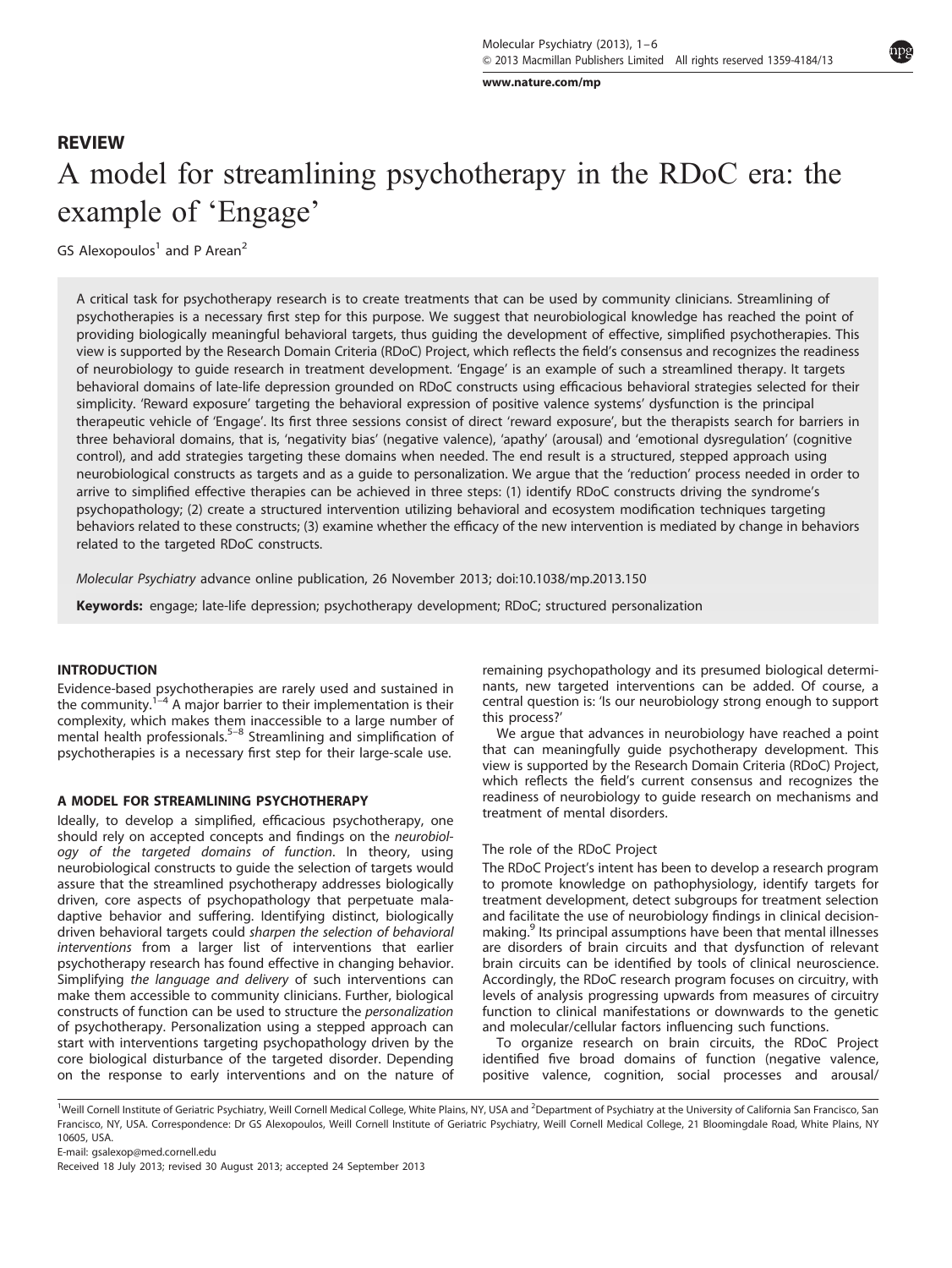REVIEW

# A model for streamlining psychotherapy in the RDoC era: the example of 'Engage'

GS Alexopoulos[1] and P Arean[2]

A critical task for psychotherapy research is to create treatments that can be used by community clinicians. Streamlining of psychotherapies is a necessary first step for this purpose. We suggest that neurobiological knowledge has reached the point of providing biologically meaningful behavioral targets, thus guiding the development of effective, simplified psychotherapies. This view is supported by the Research Domain Criteria (RDoC) Project, which reflects the field's consensus and recognizes the readiness of neurobiology to guide research in treatment development. 'Engage' is an example of such a streamlined therapy. It targets behavioral domains of late-life depression grounded on RDoC constructs using efficacious behavioral strategies selected for their simplicity. 'Reward exposure' targeting the behavioral expression of positive valence systems' dysfunction is the principal therapeutic vehicle of 'Engage'. Its first three sessions consist of direct 'reward exposure', but the therapists search for barriers in three behavioral domains, that is, 'negativity bias' (negative valence), 'apathy' (arousal) and 'emotional dysregulation' (cognitive control), and add strategies targeting these domains when needed. The end result is a structured, stepped approach using neurobiological constructs as targets and as a guide to personalization. We argue that the 'reduction' process needed in order to arrive to simplified effective therapies can be achieved in three steps: (1) identify RDoC constructs driving the syndrome's psychopathology; (2) create a structured intervention utilizing behavioral and ecosystem modification techniques targeting behaviors related to these constructs; (3) examine whether the efficacy of the new intervention is mediated by change in behaviors related to the targeted RDoC constructs.

*Molecular Psychiatry* advance online publication, 26 November 2013; doi:10.1038/mp.2013.150

**Keywords:** engage; late-life depression; psychotherapy development; RDoC; structured personalization

## INTRODUCTION

Evidence-based psychotherapies are rarely used and sustained in the community.[1–4] A major barrier to their implementation is their complexity, which makes them inaccessible to a large number of mental health professionals.[5–8] Streamlining and simplification of psychotherapies is a necessary first step for their large-scale use.

## A MODEL FOR STREAMLINING PSYCHOTHERAPY

Ideally, to develop a simplified, efficacious psychotherapy, one should rely on accepted concepts and findings on the *neurobiology of the targeted domains of function*. In theory, using neurobiological constructs to guide the selection of targets would assure that the streamlined psychotherapy addresses biologically driven, core aspects of psychopathology that perpetuate maladaptive behavior and suffering. Identifying distinct, biologically driven behavioral targets could *sharpen the selection of behavioral interventions* from a larger list of interventions that earlier psychotherapy research has found effective in changing behavior. Simplifying *the language and delivery* of such interventions can make them accessible to community clinicians. Further, biological constructs of function can be used to structure the *personalization* of psychotherapy. Personalization using a stepped approach can start with interventions targeting psychopathology driven by the core biological disturbance of the targeted disorder. Depending on the response to early interventions and on the nature of remaining psychopathology and its presumed biological determinants, new targeted interventions can be added. Of course, a central question is: 'Is our neurobiology strong enough to support this process?'

We argue that advances in neurobiology have reached a point that can meaningfully guide psychotherapy development. This view is supported by the Research Domain Criteria (RDoC) Project, which reflects the field's current consensus and recognizes the readiness of neurobiology to guide research on mechanisms and treatment of mental disorders.

### The role of the RDoC Project

The RDoC Project's intent has been to develop a research program to promote knowledge on pathophysiology, identify targets for treatment development, detect subgroups for treatment selection and facilitate the use of neurobiology findings in clinical decision-making.[9] Its principal assumptions have been that mental illnesses are disorders of brain circuits and that dysfunction of relevant brain circuits can be identified by tools of clinical neuroscience. Accordingly, the RDoC research program focuses on circuitry, with levels of analysis progressing upwards from measures of circuitry function to clinical manifestations or downwards to the genetic and molecular/cellular factors influencing such functions.

To organize research on brain circuits, the RDoC Project identified five broad domains of function (negative valence, positive valence, cognition, social processes and arousal/

[1]Weill Cornell Institute of Geriatric Psychiatry, Weill Cornell Medical College, White Plains, NY, USA and [2]Department of Psychiatry at the University of California San Francisco, San Francisco, NY, USA. Correspondence: Dr GS Alexopoulos, Weill Cornell Institute of Geriatric Psychiatry, Weill Cornell Medical College, 21 Bloomingdale Road, White Plains, NY 10605, USA.
E-mail: gsalexop@med.cornell.edu
Received 18 July 2013; revised 30 August 2013; accepted 24 September 2013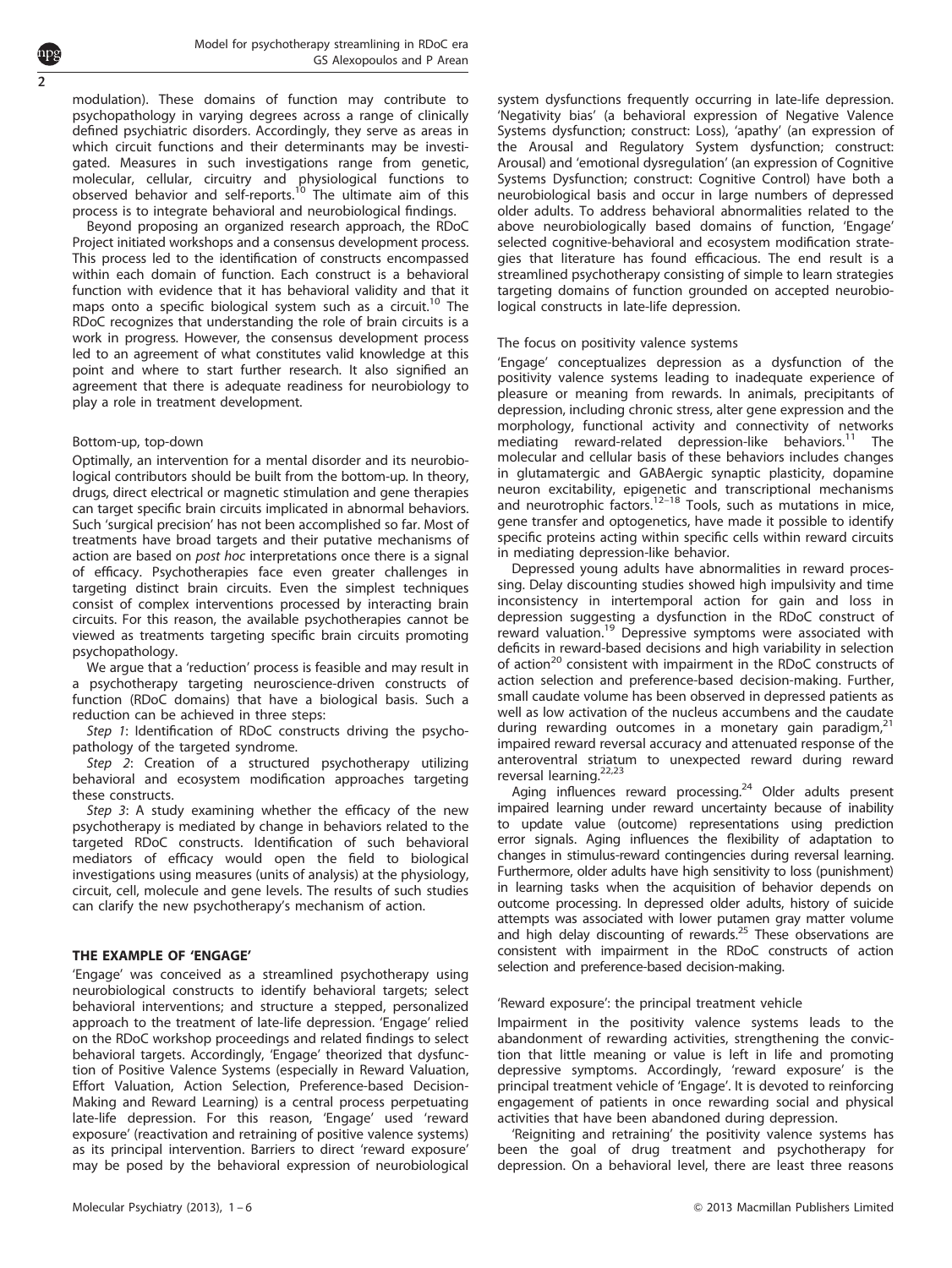modulation). These domains of function may contribute to psychopathology in varying degrees across a range of clinically defined psychiatric disorders. Accordingly, they serve as areas in which circuit functions and their determinants may be investigated. Measures in such investigations range from genetic, molecular, cellular, circuitry and physiological functions to observed behavior and self-reports.[10] The ultimate aim of this process is to integrate behavioral and neurobiological findings.

Beyond proposing an organized research approach, the RDoC Project initiated workshops and a consensus development process. This process led to the identification of constructs encompassed within each domain of function. Each construct is a behavioral function with evidence that it has behavioral validity and that it maps onto a specific biological system such as a circuit.[10] The RDoC recognizes that understanding the role of brain circuits is a work in progress. However, the consensus development process led to an agreement of what constitutes valid knowledge at this point and where to start further research. It also signified an agreement that there is adequate readiness for neurobiology to play a role in treatment development.

### Bottom-up, top-down

Optimally, an intervention for a mental disorder and its neurobiological contributors should be built from the bottom-up. In theory, drugs, direct electrical or magnetic stimulation and gene therapies can target specific brain circuits implicated in abnormal behaviors. Such 'surgical precision' has not been accomplished so far. Most of treatments have broad targets and their putative mechanisms of action are based on *post hoc* interpretations once there is a signal of efficacy. Psychotherapies face even greater challenges in targeting distinct brain circuits. Even the simplest techniques consist of complex interventions processed by interacting brain circuits. For this reason, the available psychotherapies cannot be viewed as treatments targeting specific brain circuits promoting psychopathology.

We argue that a 'reduction' process is feasible and may result in a psychotherapy targeting neuroscience-driven constructs of function (RDoC domains) that have a biological basis. Such a reduction can be achieved in three steps:

*Step 1*: Identification of RDoC constructs driving the psychopathology of the targeted syndrome.

*Step 2*: Creation of a structured psychotherapy utilizing behavioral and ecosystem modification approaches targeting these constructs.

*Step 3*: A study examining whether the efficacy of the new psychotherapy is mediated by change in behaviors related to the targeted RDoC constructs. Identification of such behavioral mediators of efficacy would open the field to biological investigations using measures (units of analysis) at the physiology, circuit, cell, molecule and gene levels. The results of such studies can clarify the new psychotherapy's mechanism of action.

## THE EXAMPLE OF 'ENGAGE'

'Engage' was conceived as a streamlined psychotherapy using neurobiological constructs to identify behavioral targets; select behavioral interventions; and structure a stepped, personalized approach to the treatment of late-life depression. 'Engage' relied on the RDoC workshop proceedings and related findings to select behavioral targets. Accordingly, 'Engage' theorized that dysfunction of Positive Valence Systems (especially in Reward Valuation, Effort Valuation, Action Selection, Preference-based Decision-Making and Reward Learning) is a central process perpetuating late-life depression. For this reason, 'Engage' used 'reward exposure' (reactivation and retraining of positive valence systems) as its principal intervention. Barriers to direct 'reward exposure' may be posed by the behavioral expression of neurobiological system dysfunctions frequently occurring in late-life depression. 'Negativity bias' (a behavioral expression of Negative Valence Systems dysfunction; construct: Loss), 'apathy' (an expression of the Arousal and Regulatory System dysfunction; construct: Arousal) and 'emotional dysregulation' (an expression of Cognitive Systems Dysfunction; construct: Cognitive Control) have both a neurobiological basis and occur in large numbers of depressed older adults. To address behavioral abnormalities related to the above neurobiologically based domains of function, 'Engage' selected cognitive-behavioral and ecosystem modification strategies that literature has found efficacious. The end result is a streamlined psychotherapy consisting of simple to learn strategies targeting domains of function grounded on accepted neurobiological constructs in late-life depression.

### The focus on positivity valence systems

'Engage' conceptualizes depression as a dysfunction of the positivity valence systems leading to inadequate experience of pleasure or meaning from rewards. In animals, precipitants of depression, including chronic stress, alter gene expression and the morphology, functional activity and connectivity of networks mediating reward-related depression-like behaviors.[11] The molecular and cellular basis of these behaviors includes changes in glutamatergic and GABAergic synaptic plasticity, dopamine neuron excitability, epigenetic and transcriptional mechanisms and neurotrophic factors.[12–18] Tools, such as mutations in mice, gene transfer and optogenetics, have made it possible to identify specific proteins acting within specific cells within reward circuits in mediating depression-like behavior.

Depressed young adults have abnormalities in reward processing. Delay discounting studies showed high impulsivity and time inconsistency in intertemporal action for gain and loss in depression suggesting a dysfunction in the RDoC construct of reward valuation.[19] Depressive symptoms were associated with deficits in reward-based decisions and high variability in selection of action[20] consistent with impairment in the RDoC constructs of action selection and preference-based decision-making. Further, small caudate volume has been observed in depressed patients as well as low activation of the nucleus accumbens and the caudate during rewarding outcomes in a monetary gain paradigm,[21] impaired reward reversal accuracy and attenuated response of the anteroventral striatum to unexpected reward during reward reversal learning.[22,23]

Aging influences reward processing.[24] Older adults present impaired learning under reward uncertainty because of inability to update value (outcome) representations using prediction error signals. Aging influences the flexibility of adaptation to changes in stimulus-reward contingencies during reversal learning. Furthermore, older adults have high sensitivity to loss (punishment) in learning tasks when the acquisition of behavior depends on outcome processing. In depressed older adults, history of suicide attempts was associated with lower putamen gray matter volume and high delay discounting of rewards.[25] These observations are consistent with impairment in the RDoC constructs of action selection and preference-based decision-making.

### 'Reward exposure': the principal treatment vehicle

Impairment in the positivity valence systems leads to the abandonment of rewarding activities, strengthening the conviction that little meaning or value is left in life and promoting depressive symptoms. Accordingly, 'reward exposure' is the principal treatment vehicle of 'Engage'. It is devoted to reinforcing engagement of patients in once rewarding social and physical activities that have been abandoned during depression.

'Reigniting and retraining' the positivity valence systems has been the goal of drug treatment and psychotherapy for depression. On a behavioral level, there are least three reasons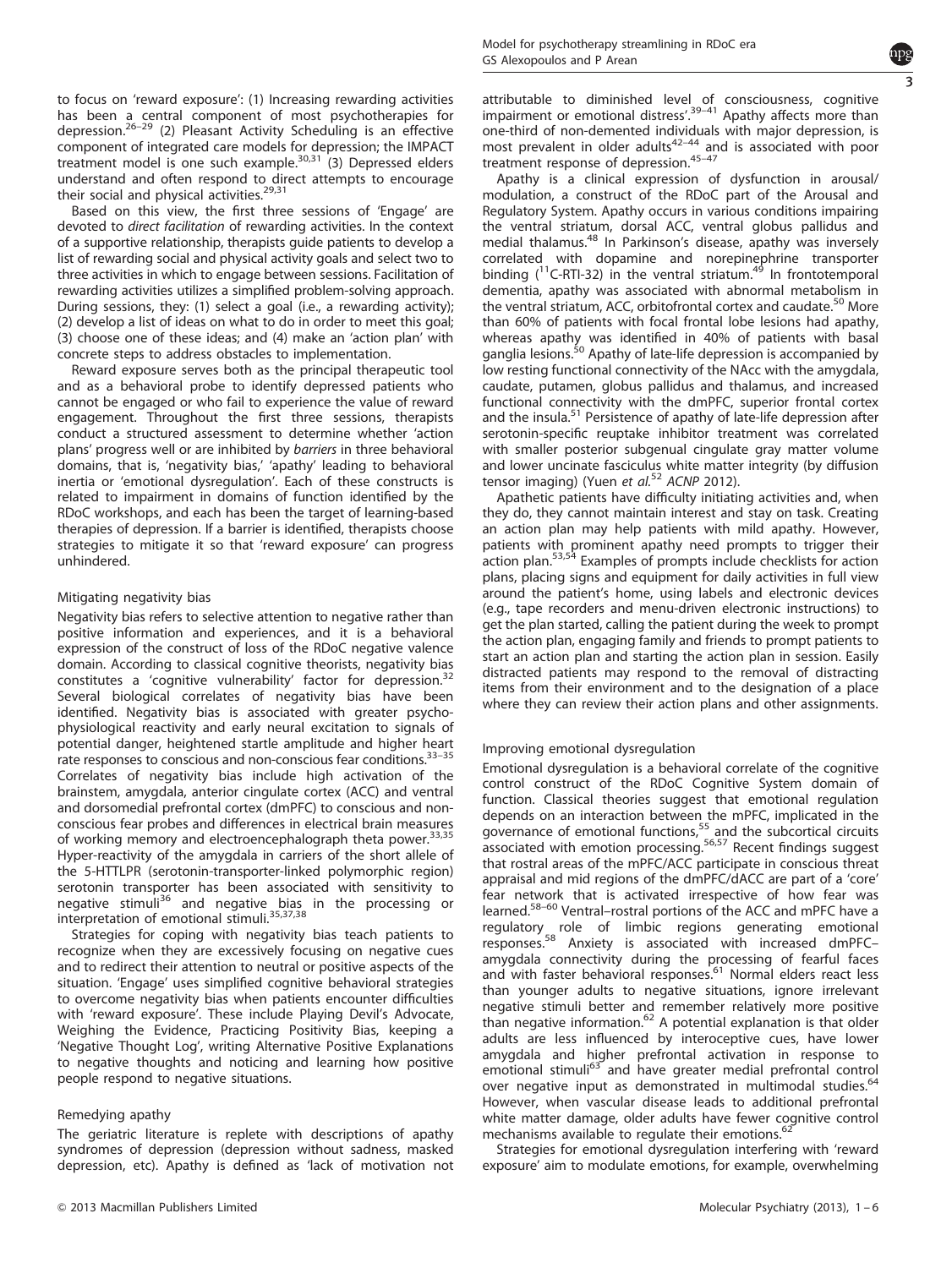to focus on 'reward exposure': (1) Increasing rewarding activities has been a central component of most psychotherapies for depression.[26–29] (2) Pleasant Activity Scheduling is an effective component of integrated care models for depression; the IMPACT treatment model is one such example.[30,31] (3) Depressed elders understand and often respond to direct attempts to encourage their social and physical activities.[29,31]

Based on this view, the first three sessions of 'Engage' are devoted to *direct facilitation* of rewarding activities. In the context of a supportive relationship, therapists guide patients to develop a list of rewarding social and physical activity goals and select two to three activities in which to engage between sessions. Facilitation of rewarding activities utilizes a simplified problem-solving approach. During sessions, they: (1) select a goal (i.e., a rewarding activity); (2) develop a list of ideas on what to do in order to meet this goal; (3) choose one of these ideas; and (4) make an 'action plan' with concrete steps to address obstacles to implementation.

Reward exposure serves both as the principal therapeutic tool and as a behavioral probe to identify depressed patients who cannot be engaged or who fail to experience the value of reward engagement. Throughout the first three sessions, therapists conduct a structured assessment to determine whether 'action plans' progress well or are inhibited by *barriers* in three behavioral domains, that is, 'negativity bias,' 'apathy' leading to behavioral inertia or 'emotional dysregulation'. Each of these constructs is related to impairment in domains of function identified by the RDoC workshops, and each has been the target of learning-based therapies of depression. If a barrier is identified, therapists choose strategies to mitigate it so that 'reward exposure' can progress unhindered.

### Mitigating negativity bias

Negativity bias refers to selective attention to negative rather than positive information and experiences, and it is a behavioral expression of the construct of loss of the RDoC negative valence domain. According to classical cognitive theorists, negativity bias constitutes a 'cognitive vulnerability' factor for depression.[32] Several biological correlates of negativity bias have been identified. Negativity bias is associated with greater psychophysiological reactivity and early neural excitation to signals of potential danger, heightened startle amplitude and higher heart rate responses to conscious and non-conscious fear conditions.[33–35] Correlates of negativity bias include high activation of the brainstem, amygdala, anterior cingulate cortex (ACC) and ventral and dorsomedial prefrontal cortex (dmPFC) to conscious and non-conscious fear probes and differences in electrical brain measures of working memory and electroencephalograph theta power.[33,35] Hyper-reactivity of the amygdala in carriers of the short allele of the 5-HTTLPR (serotonin-transporter-linked polymorphic region) serotonin transporter has been associated with sensitivity to negative stimuli[36] and negative bias in the processing or interpretation of emotional stimuli.[35,37,38]

Strategies for coping with negativity bias teach patients to recognize when they are excessively focusing on negative cues and to redirect their attention to neutral or positive aspects of the situation. 'Engage' uses simplified cognitive behavioral strategies to overcome negativity bias when patients encounter difficulties with 'reward exposure'. These include Playing Devil's Advocate, Weighing the Evidence, Practicing Positivity Bias, keeping a 'Negative Thought Log', writing Alternative Positive Explanations to negative thoughts and noticing and learning how positive people respond to negative situations.

### Remedying apathy

The geriatric literature is replete with descriptions of apathy syndromes of depression (depression without sadness, masked depression, etc). Apathy is defined as 'lack of motivation not attributable to diminished level of consciousness, cognitive impairment or emotional distress'.[39–41] Apathy affects more than one-third of non-demented individuals with major depression, is most prevalent in older adults[42–44] and is associated with poor treatment response of depression.[45–47]

Apathy is a clinical expression of dysfunction in arousal/modulation, a construct of the RDoC part of the Arousal and Regulatory System. Apathy occurs in various conditions impairing the ventral striatum, dorsal ACC, ventral globus pallidus and medial thalamus.[48] In Parkinson's disease, apathy was inversely correlated with dopamine and norepinephrine transporter binding ($^{11}$C-RTI-32) in the ventral striatum.[49] In frontotemporal dementia, apathy was associated with abnormal metabolism in the ventral striatum, ACC, orbitofrontal cortex and caudate.[50] More than 60% of patients with focal frontal lobe lesions had apathy, whereas apathy was identified in 40% of patients with basal ganglia lesions.[50] Apathy of late-life depression is accompanied by low resting functional connectivity of the NAcc with the amygdala, caudate, putamen, globus pallidus and thalamus, and increased functional connectivity with the dmPFC, superior frontal cortex and the insula.[51] Persistence of apathy of late-life depression after serotonin-specific reuptake inhibitor treatment was correlated with smaller posterior subgenual cingulate gray matter volume and lower uncinate fasciculus white matter integrity (by diffusion tensor imaging) (Yuen *et al.*[52] *ACNP* 2012).

Apathetic patients have difficulty initiating activities and, when they do, they cannot maintain interest and stay on task. Creating an action plan may help patients with mild apathy. However, patients with prominent apathy need prompts to trigger their action plan.[53,54] Examples of prompts include checklists for action plans, placing signs and equipment for daily activities in full view around the patient's home, using labels and electronic devices (e.g., tape recorders and menu-driven electronic instructions) to get the plan started, calling the patient during the week to prompt the action plan, engaging family and friends to prompt patients to start an action plan and starting the action plan in session. Easily distracted patients may respond to the removal of distracting items from their environment and to the designation of a place where they can review their action plans and other assignments.

### Improving emotional dysregulation

Emotional dysregulation is a behavioral correlate of the cognitive control construct of the RDoC Cognitive System domain of function. Classical theories suggest that emotional regulation depends on an interaction between the mPFC, implicated in the governance of emotional functions,[55] and the subcortical circuits associated with emotion processing.[56,57] Recent findings suggest that rostral areas of the mPFC/ACC participate in conscious threat appraisal and mid regions of the dmPFC/dACC are part of a 'core' fear network that is activated irrespective of how fear was learned.[58–60] Ventral–rostral portions of the ACC and mPFC have a regulatory role of limbic regions generating emotional responses.[58] Anxiety is associated with increased dmPFC–amygdala connectivity during the processing of fearful faces and with faster behavioral responses.[61] Normal elders react less than younger adults to negative situations, ignore irrelevant negative stimuli better and remember relatively more positive than negative information.[62] A potential explanation is that older adults are less influenced by interoceptive cues, have lower amygdala and higher prefrontal activation in response to emotional stimuli[63] and have greater medial prefrontal control over negative input as demonstrated in multimodal studies.[64] However, when vascular disease leads to additional prefrontal white matter damage, older adults have fewer cognitive control mechanisms available to regulate their emotions.[62]

Strategies for emotional dysregulation interfering with 'reward exposure' aim to modulate emotions, for example, overwhelming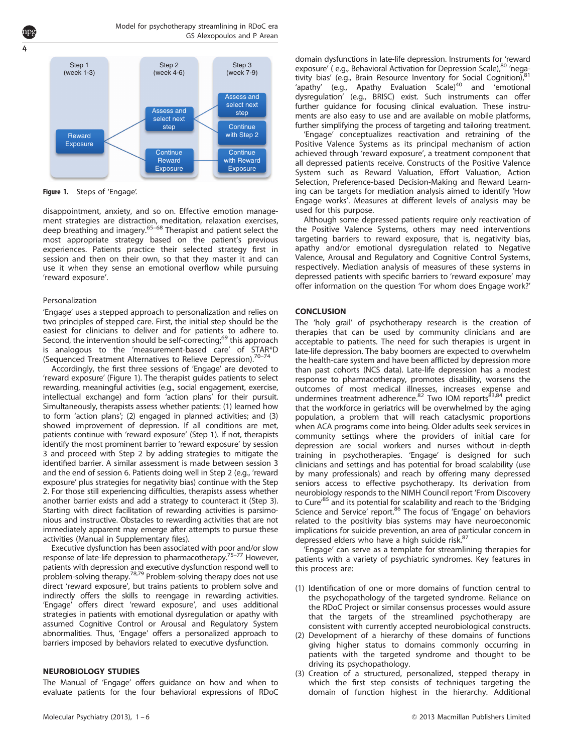Step 1
(week 1-3)

Reward Exposure

Step 2
(week 4-6)

Assess and select next step

Continue Reward Exposure

Step 3
(week 7-9)

Assess and select next step

Continue with Step 2

Continue with Reward Exposure

**Figure 1.** Steps of 'Engage'.

disappointment, anxiety, and so on. Effective emotion management strategies are distraction, meditation, relaxation exercises, deep breathing and imagery.[65–68] Therapist and patient select the most appropriate strategy based on the patient's previous experiences. Patients practice their selected strategy first in session and then on their own, so that they master it and can use it when they sense an emotional overflow while pursuing 'reward exposure'.

### Personalization

'Engage' uses a stepped approach to personalization and relies on two principles of stepped care. First, the initial step should be the easiest for clinicians to deliver and for patients to adhere to. Second, the intervention should be self-correcting;[69] this approach is analogous to the 'measurement-based care' of STAR*D (Sequenced Treatment Alternatives to Relieve Depression).[70–74]

Accordingly, the first three sessions of 'Engage' are devoted to 'reward exposure' (Figure 1). The therapist guides patients to select rewarding, meaningful activities (e.g., social engagement, exercise, intellectual exchange) and form 'action plans' for their pursuit. Simultaneously, therapists assess whether patients: (1) learned how to form 'action plans'; (2) engaged in planned activities; and (3) showed improvement of depression. If all conditions are met, patients continue with 'reward exposure' (Step 1). If not, therapists identify the most prominent barrier to 'reward exposure' by session 3 and proceed with Step 2 by adding strategies to mitigate the identified barrier. A similar assessment is made between session 3 and the end of session 6. Patients doing well in Step 2 (e.g., 'reward exposure' plus strategies for negativity bias) continue with the Step 2. For those still experiencing difficulties, therapists assess whether another barrier exists and add a strategy to counteract it (Step 3). Starting with direct facilitation of rewarding activities is parsimonious and instructive. Obstacles to rewarding activities that are not immediately apparent may emerge after attempts to pursue these activities (Manual in Supplementary files).

Executive dysfunction has been associated with poor and/or slow response of late-life depression to pharmacotherapy.[75–77] However, patients with depression and executive dysfunction respond well to problem-solving therapy.[78,79] Problem-solving therapy does not use direct 'reward exposure', but trains patients to problem solve and indirectly offers the skills to reengage in rewarding activities. 'Engage' offers direct 'reward exposure', and uses additional strategies in patients with emotional dysregulation or apathy with assumed Cognitive Control or Arousal and Regulatory System abnormalities. Thus, 'Engage' offers a personalized approach to barriers imposed by behaviors related to executive dysfunction.

## NEUROBIOLOGY STUDIES

The Manual of 'Engage' offers guidance on how and when to evaluate patients for the four behavioral expressions of RDoC domain dysfunctions in late-life depression. Instruments for 'reward exposure' ( e.g., Behavioral Activation for Depression Scale),[80] 'negativity bias' (e.g., Brain Resource Inventory for Social Cognition),[81] 'apathy' (e.g., Apathy Evaluation Scale)[40] and 'emotional dysregulation' (e.g., BRISC) exist. Such instruments can offer further guidance for focusing clinical evaluation. These instruments are also easy to use and are available on mobile platforms, further simplifying the process of targeting and tailoring treatment.

'Engage' conceptualizes reactivation and retraining of the Positive Valence Systems as its principal mechanism of action achieved through 'reward exposure', a treatment component that all depressed patients receive. Constructs of the Positive Valence System such as Reward Valuation, Effort Valuation, Action Selection, Preference-based Decision-Making and Reward Learning can be targets for mediation analysis aimed to identify 'How Engage works'. Measures at different levels of analysis may be used for this purpose.

Although some depressed patients require only reactivation of the Positive Valence Systems, others may need interventions targeting barriers to reward exposure, that is, negativity bias, apathy and/or emotional dysregulation related to Negative Valence, Arousal and Regulatory and Cognitive Control Systems, respectively. Mediation analysis of measures of these systems in depressed patients with specific barriers to 'reward exposure' may offer information on the question 'For whom does Engage work?'

## CONCLUSION

The 'holy grail' of psychotherapy research is the creation of therapies that can be used by community clinicians and are acceptable to patients. The need for such therapies is urgent in late-life depression. The baby boomers are expected to overwhelm the health-care system and have been afflicted by depression more than past cohorts (NCS data). Late-life depression has a modest response to pharmacotherapy, promotes disability, worsens the outcomes of most medical illnesses, increases expense and undermines treatment adherence.[82] Two IOM reports[83,84] predict that the workforce in geriatrics will be overwhelmed by the aging population, a problem that will reach cataclysmic proportions when ACA programs come into being. Older adults seek services in community settings where the providers of initial care for depression are social workers and nurses without in-depth training in psychotherapies. 'Engage' is designed for such clinicians and settings and has potential for broad scalability (use by many professionals) and reach by offering many depressed seniors access to effective psychotherapy. Its derivation from neurobiology responds to the NIMH Council report 'From Discovery to Cure'[85] and its potential for scalability and reach to the 'Bridging Science and Service' report.[86] The focus of 'Engage' on behaviors related to the positivity bias systems may have neuroeconomic implications for suicide prevention, an area of particular concern in depressed elders who have a high suicide risk.[87]

'Engage' can serve as a template for streamlining therapies for patients with a variety of psychiatric syndromes. Key features in this process are:

(1) Identification of one or more domains of function central to the psychopathology of the targeted syndrome. Reliance on the RDoC Project or similar consensus processes would assure that the targets of the streamlined psychotherapy are consistent with currently accepted neurobiological constructs.
(2) Development of a hierarchy of these domains of functions giving higher status to domains commonly occurring in patients with the targeted syndrome and thought to be driving its psychopathology.
(3) Creation of a structured, personalized, stepped therapy in which the first step consists of techniques targeting the domain of function highest in the hierarchy. Additional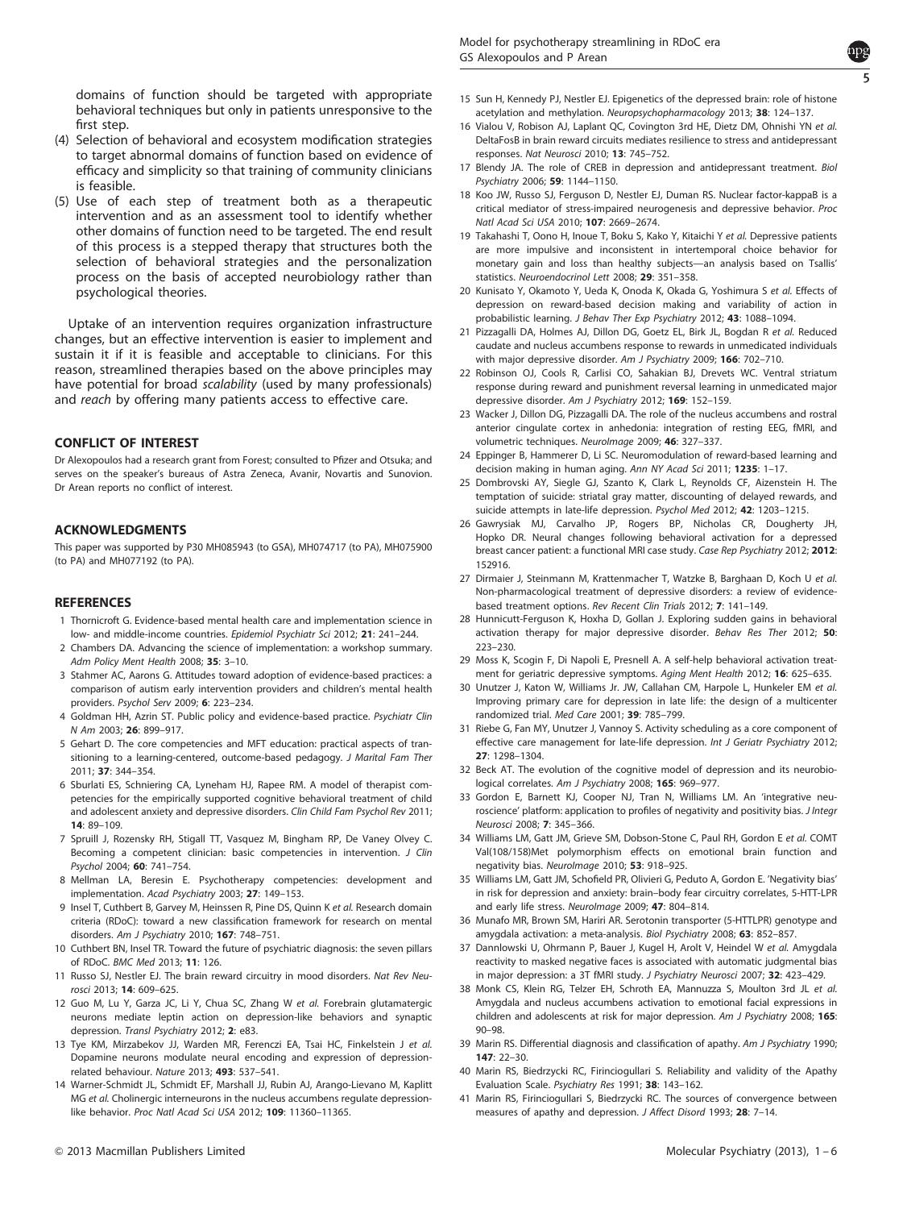domains of function should be targeted with appropriate behavioral techniques but only in patients unresponsive to the first step.

(4) Selection of behavioral and ecosystem modification strategies to target abnormal domains of function based on evidence of efficacy and simplicity so that training of community clinicians is feasible.

(5) Use of each step of treatment both as a therapeutic intervention and as an assessment tool to identify whether other domains of function need to be targeted. The end result of this process is a stepped therapy that structures both the selection of behavioral strategies and the personalization process on the basis of accepted neurobiology rather than psychological theories.

Uptake of an intervention requires organization infrastructure changes, but an effective intervention is easier to implement and sustain it if it is feasible and acceptable to clinicians. For this reason, streamlined therapies based on the above principles may have potential for broad *scalability* (used by many professionals) and *reach* by offering many patients access to effective care.

## CONFLICT OF INTEREST

Dr Alexopoulos had a research grant from Forest; consulted to Pfizer and Otsuka; and serves on the speaker's bureaus of Astra Zeneca, Avanir, Novartis and Sunovion. Dr Arean reports no conflict of interest.

## ACKNOWLEDGMENTS

This paper was supported by P30 MH085943 (to GSA), MH074717 (to PA), MH075900 (to PA) and MH077192 (to PA).

## REFERENCES

1 Thornicroft G. Evidence-based mental health care and implementation science in low- and middle-income countries. *Epidemiol Psychiatr Sci* 2012; **21**: 241–244.

2 Chambers DA. Advancing the science of implementation: a workshop summary. *Adm Policy Ment Health* 2008; **35**: 3–10.

3 Stahmer AC, Aarons G. Attitudes toward adoption of evidence-based practices: a comparison of autism early intervention providers and children's mental health providers. *Psychol Serv* 2009; **6**: 223–234.

4 Goldman HH, Azrin ST. Public policy and evidence-based practice. *Psychiatr Clin N Am* 2003; **26**: 899–917.

5 Gehart D. The core competencies and MFT education: practical aspects of transitioning to a learning-centered, outcome-based pedagogy. *J Marital Fam Ther* 2011; **37**: 344–354.

6 Sburlati ES, Schniering CA, Lyneham HJ, Rapee RM. A model of therapist competencies for the empirically supported cognitive behavioral treatment of child and adolescent anxiety and depressive disorders. *Clin Child Fam Psychol Rev* 2011; **14**: 89–109.

7 Spruill J, Rozensky RH, Stigall TT, Vasquez M, Bingham RP, De Vaney Olvey C. Becoming a competent clinician: basic competencies in intervention. *J Clin Psychol* 2004; **60**: 741–754.

8 Mellman LA, Beresin E. Psychotherapy competencies: development and implementation. *Acad Psychiatry* 2003; **27**: 149–153.

9 Insel T, Cuthbert B, Garvey M, Heinssen R, Pine DS, Quinn K *et al.* Research domain criteria (RDoC): toward a new classification framework for research on mental disorders. *Am J Psychiatry* 2010; **167**: 748–751.

10 Cuthbert BN, Insel TR. Toward the future of psychiatric diagnosis: the seven pillars of RDoC. *BMC Med* 2013; **11**: 126.

11 Russo SJ, Nestler EJ. The brain reward circuitry in mood disorders. *Nat Rev Neurosci* 2013; **14**: 609–625.

12 Guo M, Lu Y, Garza JC, Li Y, Chua SC, Zhang W *et al.* Forebrain glutamatergic neurons mediate leptin action on depression-like behaviors and synaptic depression. *Transl Psychiatry* 2012; **2**: e83.

13 Tye KM, Mirzabekov JJ, Warden MR, Ferenczi EA, Tsai HC, Finkelstein J *et al.* Dopamine neurons modulate neural encoding and expression of depression-related behaviour. *Nature* 2013; **493**: 537–541.

14 Warner-Schmidt JL, Schmidt EF, Marshall JJ, Rubin AJ, Arango-Lievano M, Kaplitt MG *et al.* Cholinergic interneurons in the nucleus accumbens regulate depression-like behavior. *Proc Natl Acad Sci USA* 2012; **109**: 11360–11365.

15 Sun H, Kennedy PJ, Nestler EJ. Epigenetics of the depressed brain: role of histone acetylation and methylation. *Neuropsychopharmacology* 2013; **38**: 124–137.

16 Vialou V, Robison AJ, Laplant QC, Covington 3rd HE, Dietz DM, Ohnishi YN *et al.* DeltaFosB in brain reward circuits mediates resilience to stress and antidepressant responses. *Nat Neurosci* 2010; **13**: 745–752.

17 Blendy JA. The role of CREB in depression and antidepressant treatment. *Biol Psychiatry* 2006; **59**: 1144–1150.

18 Koo JW, Russo SJ, Ferguson D, Nestler EJ, Duman RS. Nuclear factor-kappaB is a critical mediator of stress-impaired neurogenesis and depressive behavior. *Proc Natl Acad Sci USA* 2010; **107**: 2669–2674.

19 Takahashi T, Oono H, Inoue T, Boku S, Kako Y, Kitaichi Y *et al.* Depressive patients are more impulsive and inconsistent in intertemporal choice behavior for monetary gain and loss than healthy subjects—an analysis based on Tsallis' statistics. *Neuroendocrinol Lett* 2008; **29**: 351–358.

20 Kunisato Y, Okamoto Y, Ueda K, Onoda K, Okada G, Yoshimura S *et al.* Effects of depression on reward-based decision making and variability of action in probabilistic learning. *J Behav Ther Exp Psychiatry* 2012; **43**: 1088–1094.

21 Pizzagalli DA, Holmes AJ, Dillon DG, Goetz EL, Birk JL, Bogdan R *et al.* Reduced caudate and nucleus accumbens response to rewards in unmedicated individuals with major depressive disorder. *Am J Psychiatry* 2009; **166**: 702–710.

22 Robinson OJ, Cools R, Carlisi CO, Sahakian BJ, Drevets WC. Ventral striatum response during reward and punishment reversal learning in unmedicated major depressive disorder. *Am J Psychiatry* 2012; **169**: 152–159.

23 Wacker J, Dillon DG, Pizzagalli DA. The role of the nucleus accumbens and rostral anterior cingulate cortex in anhedonia: integration of resting EEG, fMRI, and volumetric techniques. *NeuroImage* 2009; **46**: 327–337.

24 Eppinger B, Hammerer D, Li SC. Neuromodulation of reward-based learning and decision making in human aging. *Ann NY Acad Sci* 2011; **1235**: 1–17.

25 Dombrovski AY, Siegle GJ, Szanto K, Clark L, Reynolds CF, Aizenstein H. The temptation of suicide: striatal gray matter, discounting of delayed rewards, and suicide attempts in late-life depression. *Psychol Med* 2012; **42**: 1203–1215.

26 Gawrysiak MJ, Carvalho JP, Rogers BP, Nicholas CR, Dougherty JH, Hopko DR. Neural changes following behavioral activation for a depressed breast cancer patient: a functional MRI case study. *Case Rep Psychiatry* 2012; **2012**: 152916.

27 Dirmaier J, Steinmann M, Krattenmacher T, Watzke B, Barghaan D, Koch U *et al.* Non-pharmacological treatment of depressive disorders: a review of evidence-based treatment options. *Rev Recent Clin Trials* 2012; **7**: 141–149.

28 Hunnicutt-Ferguson K, Hoxha D, Gollan J. Exploring sudden gains in behavioral activation therapy for major depressive disorder. *Behav Res Ther* 2012; **50**: 223–230.

29 Moss K, Scogin F, Di Napoli E, Presnell A. A self-help behavioral activation treatment for geriatric depressive symptoms. *Aging Ment Health* 2012; **16**: 625–635.

30 Unutzer J, Katon W, Williams Jr. JW, Callahan CM, Harpole L, Hunkeler EM *et al.* Improving primary care for depression in late life: the design of a multicenter randomized trial. *Med Care* 2001; **39**: 785–799.

31 Riebe G, Fan MY, Unutzer J, Vannoy S. Activity scheduling as a core component of effective care management for late-life depression. *Int J Geriatr Psychiatry* 2012; **27**: 1298–1304.

32 Beck AT. The evolution of the cognitive model of depression and its neurobiological correlates. *Am J Psychiatry* 2008; **165**: 969–977.

33 Gordon E, Barnett KJ, Cooper NJ, Tran N, Williams LM. An 'integrative neuroscience' platform: application to profiles of negativity and positivity bias. *J Integr Neurosci* 2008; **7**: 345–366.

34 Williams LM, Gatt JM, Grieve SM, Dobson-Stone C, Paul RH, Gordon E *et al.* COMT Val(108/158)Met polymorphism effects on emotional brain function and negativity bias. *NeuroImage* 2010; **53**: 918–925.

35 Williams LM, Gatt JM, Schofield PR, Olivieri G, Peduto A, Gordon E. 'Negativity bias' in risk for depression and anxiety: brain–body fear circuitry correlates, 5-HTT-LPR and early life stress. *NeuroImage* 2009; **47**: 804–814.

36 Munafo MR, Brown SM, Hariri AR. Serotonin transporter (5-HTTLPR) genotype and amygdala activation: a meta-analysis. *Biol Psychiatry* 2008; **63**: 852–857.

37 Dannlowski U, Ohrmann P, Bauer J, Kugel H, Arolt V, Heindel W *et al.* Amygdala reactivity to masked negative faces is associated with automatic judgmental bias in major depression: a 3T fMRI study. *J Psychiatry Neurosci* 2007; **32**: 423–429.

38 Monk CS, Klein RG, Telzer EH, Schroth EA, Mannuzza S, Moulton 3rd JL *et al.* Amygdala and nucleus accumbens activation to emotional facial expressions in children and adolescents at risk for major depression. *Am J Psychiatry* 2008; **165**: 90–98.

39 Marin RS. Differential diagnosis and classification of apathy. *Am J Psychiatry* 1990; **147**: 22–30.

40 Marin RS, Biedrzycki RC, Firinciogullari S. Reliability and validity of the Apathy Evaluation Scale. *Psychiatry Res* 1991; **38**: 143–162.

41 Marin RS, Firinciogullari S, Biedrzycki RC. The sources of convergence between measures of apathy and depression. *J Affect Disord* 1993; **28**: 7–14.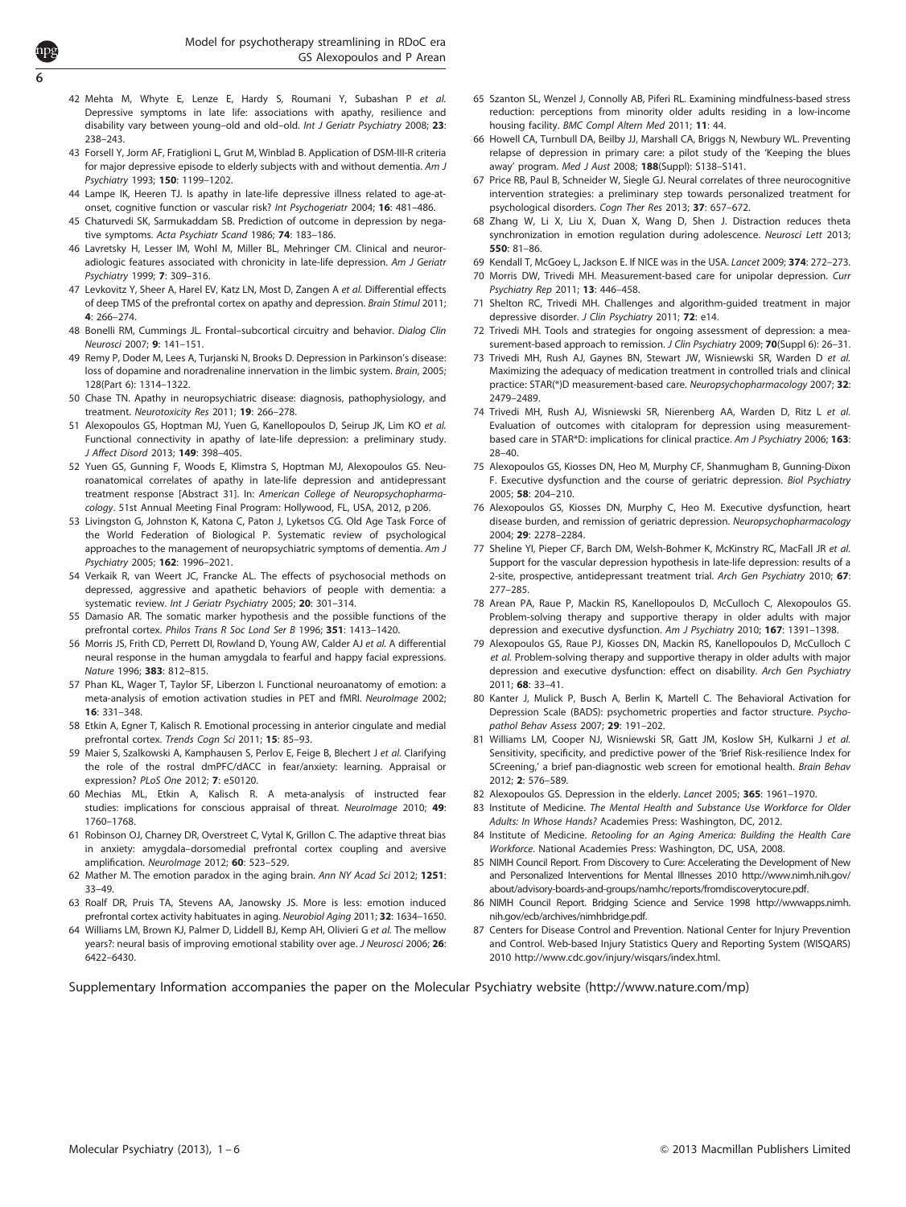42 Mehta M, Whyte E, Lenze E, Hardy S, Roumani Y, Subashan P *et al.* Depressive symptoms in late life: associations with apathy, resilience and disability vary between young–old and old–old. *Int J Geriatr Psychiatry* 2008; **23**: 238–243.

43 Forsell Y, Jorm AF, Fratiglioni L, Grut M, Winblad B. Application of DSM-III-R criteria for major depressive episode to elderly subjects with and without dementia. *Am J Psychiatry* 1993; **150**: 1199–1202.

44 Lampe IK, Heeren TJ. Is apathy in late-life depressive illness related to age-at-onset, cognitive function or vascular risk? *Int Psychogeriatr* 2004; **16**: 481–486.

45 Chaturvedi SK, Sarmukaddam SB. Prediction of outcome in depression by negative symptoms. *Acta Psychiatr Scand* 1986; **74**: 183–186.

46 Lavretsky H, Lesser IM, Wohl M, Miller BL, Mehringer CM. Clinical and neuroradiologic features associated with chronicity in late-life depression. *Am J Geriatr Psychiatry* 1999; **7**: 309–316.

47 Levkovitz Y, Sheer A, Harel EV, Katz LN, Most D, Zangen A *et al.* Differential effects of deep TMS of the prefrontal cortex on apathy and depression. *Brain Stimul* 2011; **4**: 266–274.

48 Bonelli RM, Cummings JL. Frontal–subcortical circuitry and behavior. *Dialog Clin Neurosci* 2007; **9**: 141–151.

49 Remy P, Doder M, Lees A, Turjanski N, Brooks D. Depression in Parkinson's disease: loss of dopamine and noradrenaline innervation in the limbic system. *Brain*, 2005; 128(Part 6): 1314–1322.

50 Chase TN. Apathy in neuropsychiatric disease: diagnosis, pathophysiology, and treatment. *Neurotoxicity Res* 2011; **19**: 266–278.

51 Alexopoulos GS, Hoptman MJ, Yuen G, Kanellopoulos D, Seirup JK, Lim KO *et al.* Functional connectivity in apathy of late-life depression: a preliminary study. *J Affect Disord* 2013; **149**: 398–405.

52 Yuen GS, Gunning F, Woods E, Klimstra S, Hoptman MJ, Alexopoulos GS. Neuroanatomical correlates of apathy in late-life depression and antidepressant treatment response [Abstract 31]. In: *American College of Neuropsychopharmacology*. 51st Annual Meeting Final Program: Hollywood, FL, USA, 2012, p 206.

53 Livingston G, Johnston K, Katona C, Paton J, Lyketsos CG. Old Age Task Force of the World Federation of Biological P. Systematic review of psychological approaches to the management of neuropsychiatric symptoms of dementia. *Am J Psychiatry* 2005; **162**: 1996–2021.

54 Verkaik R, van Weert JC, Francke AL. The effects of psychosocial methods on depressed, aggressive and apathetic behaviors of people with dementia: a systematic review. *Int J Geriatr Psychiatry* 2005; **20**: 301–314.

55 Damasio AR. The somatic marker hypothesis and the possible functions of the prefrontal cortex. *Philos Trans R Soc Lond Ser B* 1996; **351**: 1413–1420.

56 Morris JS, Frith CD, Perrett DI, Rowland D, Young AW, Calder AJ *et al.* A differential neural response in the human amygdala to fearful and happy facial expressions. *Nature* 1996; **383**: 812–815.

57 Phan KL, Wager T, Taylor SF, Liberzon I. Functional neuroanatomy of emotion: a meta-analysis of emotion activation studies in PET and fMRI. *NeuroImage* 2002; **16**: 331–348.

58 Etkin A, Egner T, Kalisch R. Emotional processing in anterior cingulate and medial prefrontal cortex. *Trends Cogn Sci* 2011; **15**: 85–93.

59 Maier S, Szalkowski A, Kamphausen S, Perlov E, Feige B, Blechert J *et al.* Clarifying the role of the rostral dmPFC/dACC in fear/anxiety: learning. Appraisal or expression? *PLoS One* 2012; **7**: e50120.

60 Mechias ML, Etkin A, Kalisch R. A meta-analysis of instructed fear studies: implications for conscious appraisal of threat. *NeuroImage* 2010; **49**: 1760–1768.

61 Robinson OJ, Charney DR, Overstreet C, Vytal K, Grillon C. The adaptive threat bias in anxiety: amygdala–dorsomedial prefrontal cortex coupling and aversive amplification. *NeuroImage* 2012; **60**: 523–529.

62 Mather M. The emotion paradox in the aging brain. *Ann NY Acad Sci* 2012; **1251**: 33–49.

63 Roalf DR, Pruis TA, Stevens AA, Janowsky JS. More is less: emotion induced prefrontal cortex activity habituates in aging. *Neurobiol Aging* 2011; **32**: 1634–1650.

64 Williams LM, Brown KJ, Palmer D, Liddell BJ, Kemp AH, Olivieri G *et al.* The mellow years?: neural basis of improving emotional stability over age. *J Neurosci* 2006; **26**: 6422–6430.

65 Szanton SL, Wenzel J, Connolly AB, Piferi RL. Examining mindfulness-based stress reduction: perceptions from minority older adults residing in a low-income housing facility. *BMC Compl Altern Med* 2011; **11**: 44.

66 Howell CA, Turnbull DA, Beilby JJ, Marshall CA, Briggs N, Newbury WL. Preventing relapse of depression in primary care: a pilot study of the 'Keeping the blues away' program. *Med J Aust* 2008; **188**(Suppl): S138–S141.

67 Price RB, Paul B, Schneider W, Siegle GJ. Neural correlates of three neurocognitive intervention strategies: a preliminary step towards personalized treatment for psychological disorders. *Cogn Ther Res* 2013; **37**: 657–672.

68 Zhang W, Li X, Liu X, Duan X, Wang D, Shen J. Distraction reduces theta synchronization in emotion regulation during adolescence. *Neurosci Lett* 2013; **550**: 81–86.

69 Kendall T, McGoey L, Jackson E. If NICE was in the USA. *Lancet* 2009; **374**: 272–273.

70 Morris DW, Trivedi MH. Measurement-based care for unipolar depression. *Curr Psychiatry Rep* 2011; **13**: 446–458.

71 Shelton RC, Trivedi MH. Challenges and algorithm-guided treatment in major depressive disorder. *J Clin Psychiatry* 2011; **72**: e14.

72 Trivedi MH. Tools and strategies for ongoing assessment of depression: a measurement-based approach to remission. *J Clin Psychiatry* 2009; **70**(Suppl 6): 26–31.

73 Trivedi MH, Rush AJ, Gaynes BN, Stewart JW, Wisniewski SR, Warden D *et al.* Maximizing the adequacy of medication treatment in controlled trials and clinical practice: STAR(*)D measurement-based care. *Neuropsychopharmacology* 2007; **32**: 2479–2489.

74 Trivedi MH, Rush AJ, Wisniewski SR, Nierenberg AA, Warden D, Ritz L *et al.* Evaluation of outcomes with citalopram for depression using measurement-based care in STAR*D: implications for clinical practice. *Am J Psychiatry* 2006; **163**: 28–40.

75 Alexopoulos GS, Kiosses DN, Heo M, Murphy CF, Shanmugham B, Gunning-Dixon F. Executive dysfunction and the course of geriatric depression. *Biol Psychiatry* 2005; **58**: 204–210.

76 Alexopoulos GS, Kiosses DN, Murphy C, Heo M. Executive dysfunction, heart disease burden, and remission of geriatric depression. *Neuropsychopharmacology* 2004; **29**: 2278–2284.

77 Sheline YI, Pieper CF, Barch DM, Welsh-Bohmer K, McKinstry RC, MacFall JR *et al.* Support for the vascular depression hypothesis in late-life depression: results of a 2-site, prospective, antidepressant treatment trial. *Arch Gen Psychiatry* 2010; **67**: 277–285.

78 Arean PA, Raue P, Mackin RS, Kanellopoulos D, McCulloch C, Alexopoulos GS. Problem-solving therapy and supportive therapy in older adults with major depression and executive dysfunction. *Am J Psychiatry* 2010; **167**: 1391–1398.

79 Alexopoulos GS, Raue PJ, Kiosses DN, Mackin RS, Kanellopoulos D, McCulloch C *et al.* Problem-solving therapy and supportive therapy in older adults with major depression and executive dysfunction: effect on disability. *Arch Gen Psychiatry* 2011; **68**: 33–41.

80 Kanter J, Mulick P, Busch A, Berlin K, Martell C. The Behavioral Activation for Depression Scale (BADS): psychometric properties and factor structure. *Psychopathol Behav Assess* 2007; **29**: 191–202.

81 Williams LM, Cooper NJ, Wisniewski SR, Gatt JM, Koslow SH, Kulkarni J *et al.* Sensitivity, specificity, and predictive power of the 'Brief Risk-resilience Index for SCreening,' a brief pan-diagnostic web screen for emotional health. *Brain Behav* 2012; **2**: 576–589.

82 Alexopoulos GS. Depression in the elderly. *Lancet* 2005; **365**: 1961–1970.

83 Institute of Medicine. *The Mental Health and Substance Use Workforce for Older Adults: In Whose Hands?* Academies Press: Washington, DC, 2012.

84 Institute of Medicine. *Retooling for an Aging America: Building the Health Care Workforce*. National Academies Press: Washington, DC, USA, 2008.

85 NIMH Council Report. From Discovery to Cure: Accelerating the Development of New and Personalized Interventions for Mental Illnesses 2010 http://www.nimh.nih.gov/about/advisory-boards-and-groups/namhc/reports/fromdiscoverytocure.pdf.

86 NIMH Council Report. Bridging Science and Service 1998 http://wwwapps.nimh.nih.gov/ecb/archives/nimhbridge.pdf.

87 Centers for Disease Control and Prevention. National Center for Injury Prevention and Control. Web-based Injury Statistics Query and Reporting System (WISQARS) 2010 http://www.cdc.gov/injury/wisqars/index.html.

Supplementary Information accompanies the paper on the Molecular Psychiatry website (http://www.nature.com/mp)